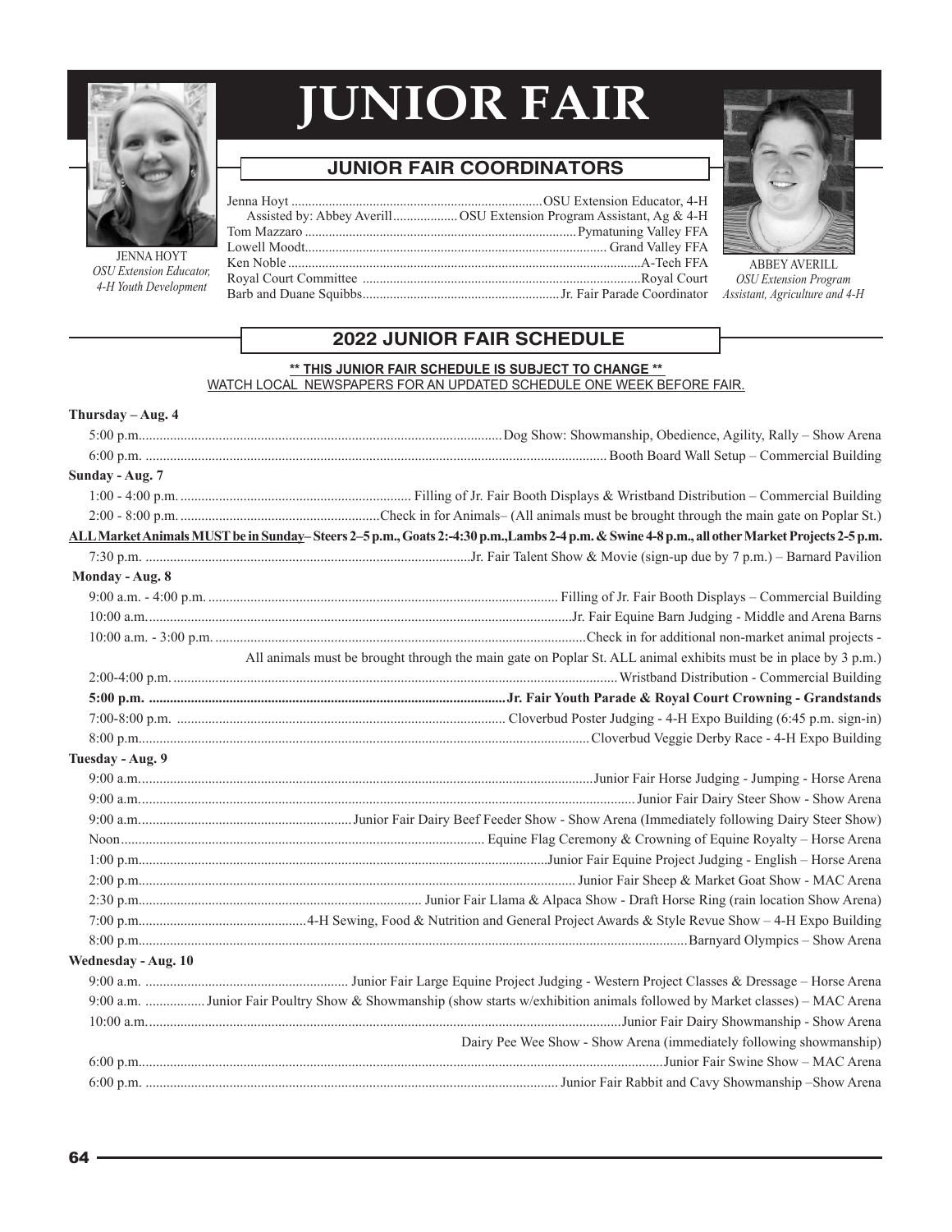# JUNIOR FAIR

JENNA HOYT
*OSU Extension Educator, 4-H Youth Development*

ABBEY AVERILL
*OSU Extension Program Assistant, Agriculture and 4-H*

## JUNIOR FAIR COORDINATORS

Jenna Hoyt ........ OSU Extension Educator, 4-H
Assisted by: Abbey Averill ........ OSU Extension Program Assistant, Ag & 4-H
Tom Mazzaro ........ Pymatuning Valley FFA
Lowell Moodt ........ Grand Valley FFA
Ken Noble ........ A-Tech FFA
Royal Court Committee ........ Royal Court
Barb and Duane Squibbs ........ Jr. Fair Parade Coordinator

## 2022 JUNIOR FAIR SCHEDULE

**\*\* THIS JUNIOR FAIR SCHEDULE IS SUBJECT TO CHANGE \*\***
WATCH LOCAL NEWSPAPERS FOR AN UPDATED SCHEDULE ONE WEEK BEFORE FAIR.

**Thursday – Aug. 4**

5:00 p.m. ........ Dog Show: Showmanship, Obedience, Agility, Rally – Show Arena
6:00 p.m. ........ Booth Board Wall Setup – Commercial Building

**Sunday - Aug. 7**

1:00 - 4:00 p.m. ........ Filling of Jr. Fair Booth Displays & Wristband Distribution – Commercial Building
2:00 - 8:00 p.m. ........ Check in for Animals– (All animals must be brought through the main gate on Poplar St.)
**ALL Market Animals MUST be in Sunday– Steers 2–5 p.m., Goats 2:-4:30 p.m.,Lambs 2-4 p.m. & Swine 4-8 p.m., all other Market Projects 2-5 p.m.**
7:30 p.m. ........ Jr. Fair Talent Show & Movie (sign-up due by 7 p.m.) – Barnard Pavilion

**Monday - Aug. 8**

9:00 a.m. - 4:00 p.m. ........ Filling of Jr. Fair Booth Displays – Commercial Building
10:00 a.m. ........ Jr. Fair Equine Barn Judging - Middle and Arena Barns
10:00 a.m. - 3:00 p.m. ........ Check in for additional non-market animal projects - All animals must be brought through the main gate on Poplar St. ALL animal exhibits must be in place by 3 p.m.)
2:00-4:00 p.m. ........ Wristband Distribution - Commercial Building
**5:00 p.m. ........ Jr. Fair Youth Parade & Royal Court Crowning - Grandstands**
7:00-8:00 p.m. ........ Cloverbud Poster Judging - 4-H Expo Building (6:45 p.m. sign-in)
8:00 p.m. ........ Cloverbud Veggie Derby Race - 4-H Expo Building

**Tuesday - Aug. 9**

9:00 a.m. ........ Junior Fair Horse Judging - Jumping - Horse Arena
9:00 a.m. ........ Junior Fair Dairy Steer Show - Show Arena
9:00 a.m. ........ Junior Fair Dairy Beef Feeder Show - Show Arena (Immediately following Dairy Steer Show)
Noon ........ Equine Flag Ceremony & Crowning of Equine Royalty – Horse Arena
1:00 p.m. ........ Junior Fair Equine Project Judging - English – Horse Arena
2:00 p.m. ........ Junior Fair Sheep & Market Goat Show - MAC Arena
2:30 p.m. ........ Junior Fair Llama & Alpaca Show - Draft Horse Ring (rain location Show Arena)
7:00 p.m. ........ 4-H Sewing, Food & Nutrition and General Project Awards & Style Revue Show – 4-H Expo Building
8:00 p.m. ........ Barnyard Olympics – Show Arena

**Wednesday - Aug. 10**

9:00 a.m. ........ Junior Fair Large Equine Project Judging - Western Project Classes & Dressage – Horse Arena
9:00 a.m. ........ Junior Fair Poultry Show & Showmanship (show starts w/exhibition animals followed by Market classes) – MAC Arena
10:00 a.m. ........ Junior Fair Dairy Showmanship - Show Arena
Dairy Pee Wee Show - Show Arena (immediately following showmanship)
6:00 p.m. ........ Junior Fair Swine Show – MAC Arena
6:00 p.m. ........ Junior Fair Rabbit and Cavy Showmanship –Show Arena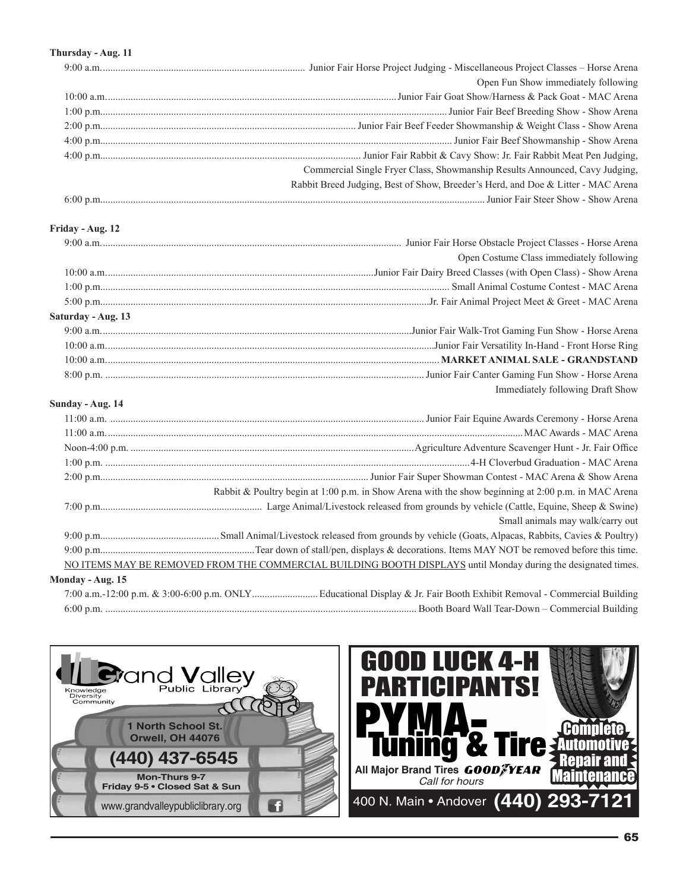**Thursday - Aug. 11**

9:00 a.m. ........ Junior Fair Horse Project Judging - Miscellaneous Project Classes – Horse Arena
Open Fun Show immediately following
10:00 a.m. ........ Junior Fair Goat Show/Harness & Pack Goat - MAC Arena
1:00 p.m. ........ Junior Fair Beef Breeding Show - Show Arena
2:00 p.m. ........ Junior Fair Beef Feeder Showmanship & Weight Class - Show Arena
4:00 p.m. ........ Junior Fair Beef Showmanship - Show Arena
4:00 p.m. ........ Junior Fair Rabbit & Cavy Show: Jr. Fair Rabbit Meat Pen Judging, Commercial Single Fryer Class, Showmanship Results Announced, Cavy Judging, Rabbit Breed Judging, Best of Show, Breeder's Herd, and Doe & Litter - MAC Arena
6:00 p.m. ........ Junior Fair Steer Show - Show Arena

**Friday - Aug. 12**

9:00 a.m. ........ Junior Fair Horse Obstacle Project Classes - Horse Arena
Open Costume Class immediately following
10:00 a.m. ........ Junior Fair Dairy Breed Classes (with Open Class) - Show Arena
1:00 p.m. ........ Small Animal Costume Contest - MAC Arena
5:00 p.m. ........ Jr. Fair Animal Project Meet & Greet - MAC Arena

**Saturday - Aug. 13**

9:00 a.m. ........ Junior Fair Walk-Trot Gaming Fun Show - Horse Arena
10:00 a.m. ........ Junior Fair Versatility In-Hand - Front Horse Ring
10:00 a.m. ........ **MARKET ANIMAL SALE - GRANDSTAND**
8:00 p.m. ........ Junior Fair Canter Gaming Fun Show - Horse Arena
Immediately following Draft Show

**Sunday - Aug. 14**

11:00 a.m. ........ Junior Fair Equine Awards Ceremony - Horse Arena
11:00 a.m. ........ MAC Awards - MAC Arena
Noon-4:00 p.m. ........ Agriculture Adventure Scavenger Hunt - Jr. Fair Office
1:00 p.m. ........ 4-H Cloverbud Graduation - MAC Arena
2:00 p.m. ........ Junior Fair Super Showman Contest - MAC Arena & Show Arena
Rabbit & Poultry begin at 1:00 p.m. in Show Arena with the show beginning at 2:00 p.m. in MAC Arena
7:00 p.m. ........ Large Animal/Livestock released from grounds by vehicle (Cattle, Equine, Sheep & Swine)
Small animals may walk/carry out
9:00 p.m. ........ Small Animal/Livestock released from grounds by vehicle (Goats, Alpacas, Rabbits, Cavies & Poultry)
9:00 p.m. ........ Tear down of stall/pen, displays & decorations. Items MAY NOT be removed before this time.

NO ITEMS MAY BE REMOVED FROM THE COMMERCIAL BUILDING BOOTH DISPLAYS until Monday during the designated times.

**Monday - Aug. 15**

7:00 a.m.-12:00 p.m. & 3:00-6:00 p.m. ONLY ........ Educational Display & Jr. Fair Booth Exhibit Removal - Commercial Building
6:00 p.m. ........ Booth Board Wall Tear-Down – Commercial Building

Grand Valley Public Library
Knowledge Diversity Community
1 North School St.
Orwell, OH 44076
(440) 437-6545
Mon-Thurs 9-7
Friday 9-5 • Closed Sat & Sun
www.grandvalleypubliclibrary.org

GOOD LUCK 4-H PARTICIPANTS!
PYMA-Tuning & Tire
Complete Automotive Repair and Maintenance
All Major Brand Tires GOODYEAR
Call for hours
400 N. Main • Andover (440) 293-7121